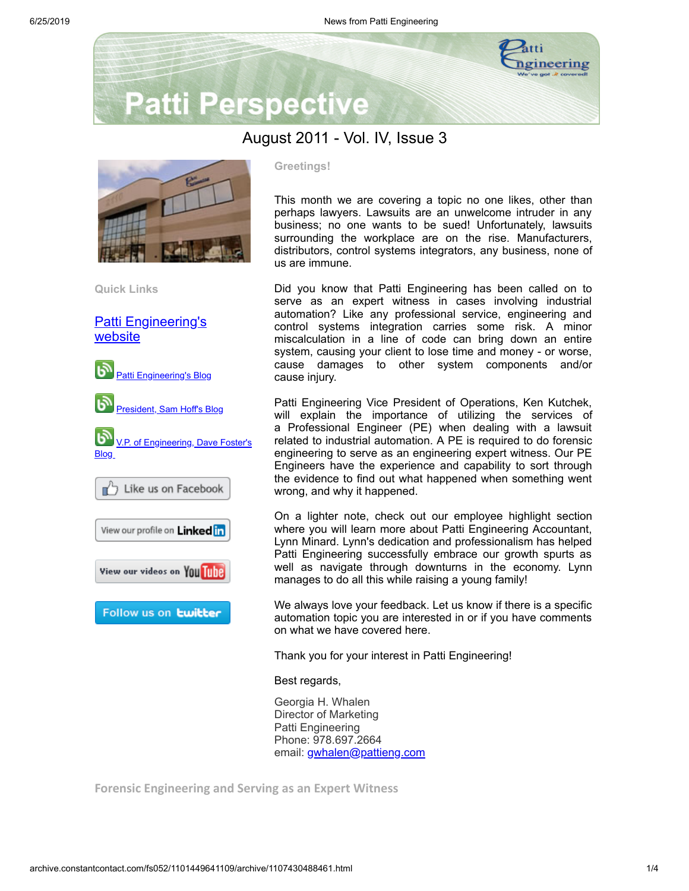# Patti Perspective

August 2011 - Vol. IV, Issue 3

**Quick Links**

[Patti Engineering's website]

[Patti Engineering's Blog]

[President, Sam Hoff's Blog]

[V.P. of Engineering, Dave Foster's Blog]

Like us on Facebook

View our profile on LinkedIn

View our videos on YouTube

Follow us on twitter

**Greetings!**

This month we are covering a topic no one likes, other than perhaps lawyers. Lawsuits are an unwelcome intruder in any business; no one wants to be sued! Unfortunately, lawsuits surrounding the workplace are on the rise. Manufacturers, distributors, control systems integrators, any business, none of us are immune.

Did you know that Patti Engineering has been called on to serve as an expert witness in cases involving industrial automation? Like any professional service, engineering and control systems integration carries some risk. A minor miscalculation in a line of code can bring down an entire system, causing your client to lose time and money - or worse, cause damages to other system components and/or cause injury.

Patti Engineering Vice President of Operations, Ken Kutchek, will explain the importance of utilizing the services of a Professional Engineer (PE) when dealing with a lawsuit related to industrial automation. A PE is required to do forensic engineering to serve as an engineering expert witness. Our PE Engineers have the experience and capability to sort through the evidence to find out what happened when something went wrong, and why it happened.

On a lighter note, check out our employee highlight section where you will learn more about Patti Engineering Accountant, Lynn Minard. Lynn's dedication and professionalism has helped Patti Engineering successfully embrace our growth spurts as well as navigate through downturns in the economy. Lynn manages to do all this while raising a young family!

We always love your feedback. Let us know if there is a specific automation topic you are interested in or if you have comments on what we have covered here.

Thank you for your interest in Patti Engineering!

Best regards,

Georgia H. Whalen
Director of Marketing
Patti Engineering
Phone: 978.697.2664
email: gwhalen@pattieng.com

## Forensic Engineering and Serving as an Expert Witness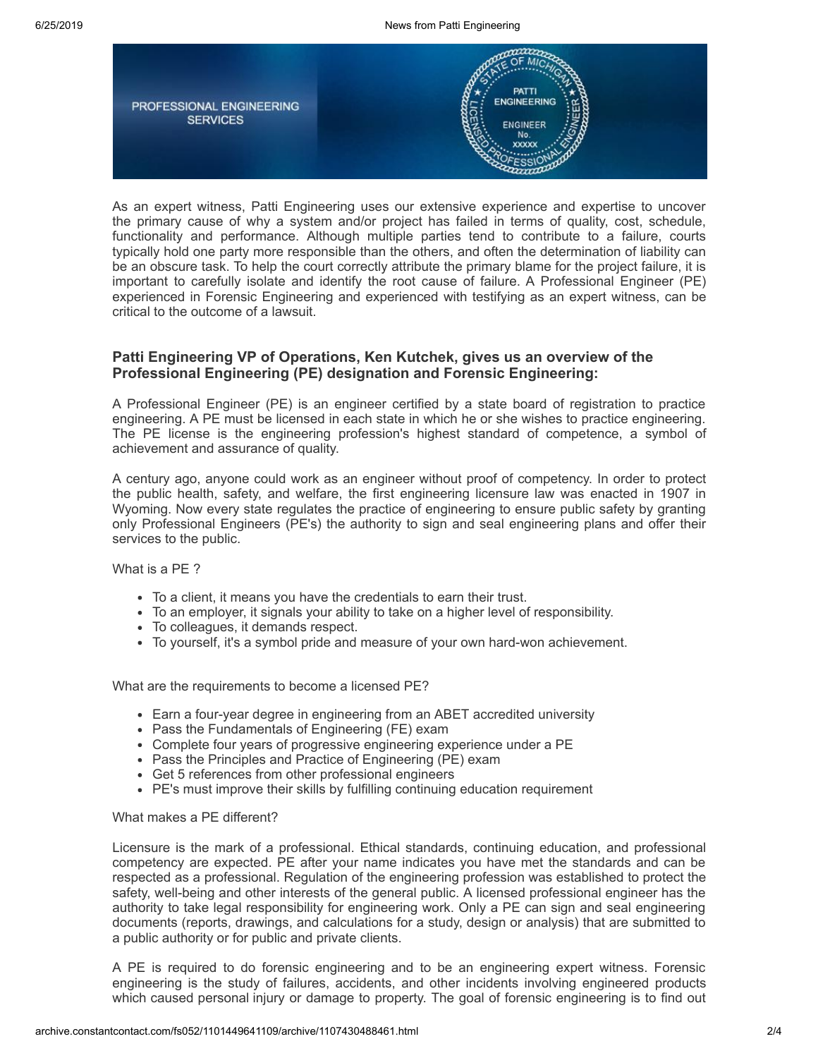PROFESSIONAL ENGINEERING SERVICES

As an expert witness, Patti Engineering uses our extensive experience and expertise to uncover the primary cause of why a system and/or project has failed in terms of quality, cost, schedule, functionality and performance. Although multiple parties tend to contribute to a failure, courts typically hold one party more responsible than the others, and often the determination of liability can be an obscure task. To help the court correctly attribute the primary blame for the project failure, it is important to carefully isolate and identify the root cause of failure. A Professional Engineer (PE) experienced in Forensic Engineering and experienced with testifying as an expert witness, can be critical to the outcome of a lawsuit.

### Patti Engineering VP of Operations, Ken Kutchek, gives us an overview of the Professional Engineering (PE) designation and Forensic Engineering:

A Professional Engineer (PE) is an engineer certified by a state board of registration to practice engineering. A PE must be licensed in each state in which he or she wishes to practice engineering. The PE license is the engineering profession's highest standard of competence, a symbol of achievement and assurance of quality.

A century ago, anyone could work as an engineer without proof of competency. In order to protect the public health, safety, and welfare, the first engineering licensure law was enacted in 1907 in Wyoming. Now every state regulates the practice of engineering to ensure public safety by granting only Professional Engineers (PE's) the authority to sign and seal engineering plans and offer their services to the public.

What is a PE ?

- To a client, it means you have the credentials to earn their trust.
- To an employer, it signals your ability to take on a higher level of responsibility.
- To colleagues, it demands respect.
- To yourself, it's a symbol pride and measure of your own hard-won achievement.

What are the requirements to become a licensed PE?

- Earn a four-year degree in engineering from an ABET accredited university
- Pass the Fundamentals of Engineering (FE) exam
- Complete four years of progressive engineering experience under a PE
- Pass the Principles and Practice of Engineering (PE) exam
- Get 5 references from other professional engineers
- PE's must improve their skills by fulfilling continuing education requirement

What makes a PE different?

Licensure is the mark of a professional. Ethical standards, continuing education, and professional competency are expected. PE after your name indicates you have met the standards and can be respected as a professional. Regulation of the engineering profession was established to protect the safety, well-being and other interests of the general public. A licensed professional engineer has the authority to take legal responsibility for engineering work. Only a PE can sign and seal engineering documents (reports, drawings, and calculations for a study, design or analysis) that are submitted to a public authority or for public and private clients.

A PE is required to do forensic engineering and to be an engineering expert witness. Forensic engineering is the study of failures, accidents, and other incidents involving engineered products which caused personal injury or damage to property. The goal of forensic engineering is to find out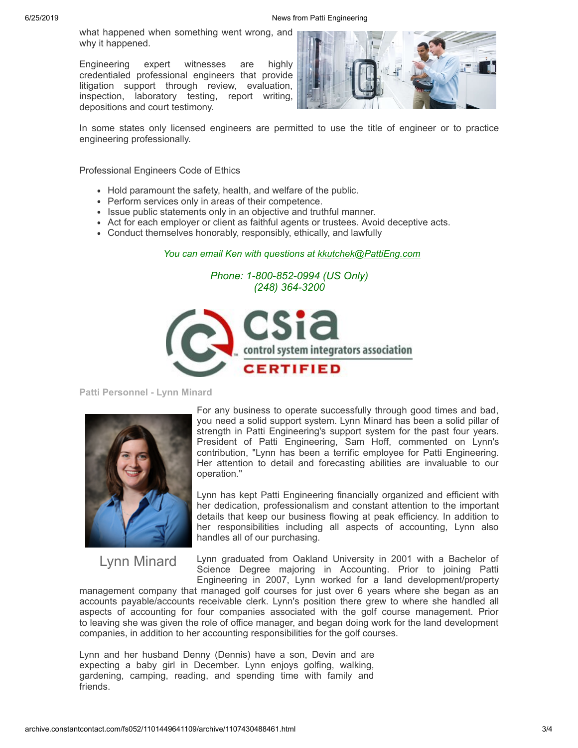what happened when something went wrong, and why it happened.

Engineering expert witnesses are highly credentialed professional engineers that provide litigation support through review, evaluation, inspection, laboratory testing, report writing, depositions and court testimony.

In some states only licensed engineers are permitted to use the title of engineer or to practice engineering professionally.

Professional Engineers Code of Ethics

- Hold paramount the safety, health, and welfare of the public.
- Perform services only in areas of their competence.
- Issue public statements only in an objective and truthful manner.
- Act for each employer or client as faithful agents or trustees. Avoid deceptive acts.
- Conduct themselves honorably, responsibly, ethically, and lawfully

*You can email Ken with questions at kkutchek@PattiEng.com*

*Phone: 1-800-852-0994 (US Only)*
*(248) 364-3200*

csia
control system integrators association
CERTIFIED

**Patti Personnel - Lynn Minard**

Lynn Minard

For any business to operate successfully through good times and bad, you need a solid support system. Lynn Minard has been a solid pillar of strength in Patti Engineering's support system for the past four years. President of Patti Engineering, Sam Hoff, commented on Lynn's contribution, "Lynn has been a terrific employee for Patti Engineering. Her attention to detail and forecasting abilities are invaluable to our operation."

Lynn has kept Patti Engineering financially organized and efficient with her dedication, professionalism and constant attention to the important details that keep our business flowing at peak efficiency. In addition to her responsibilities including all aspects of accounting, Lynn also handles all of our purchasing.

Lynn graduated from Oakland University in 2001 with a Bachelor of Science Degree majoring in Accounting. Prior to joining Patti Engineering in 2007, Lynn worked for a land development/property management company that managed golf courses for just over 6 years where she began as an accounts payable/accounts receivable clerk. Lynn's position there grew to where she handled all aspects of accounting for four companies associated with the golf course management. Prior to leaving she was given the role of office manager, and began doing work for the land development companies, in addition to her accounting responsibilities for the golf courses.

Lynn and her husband Denny (Dennis) have a son, Devin and are expecting a baby girl in December. Lynn enjoys golfing, walking, gardening, camping, reading, and spending time with family and friends.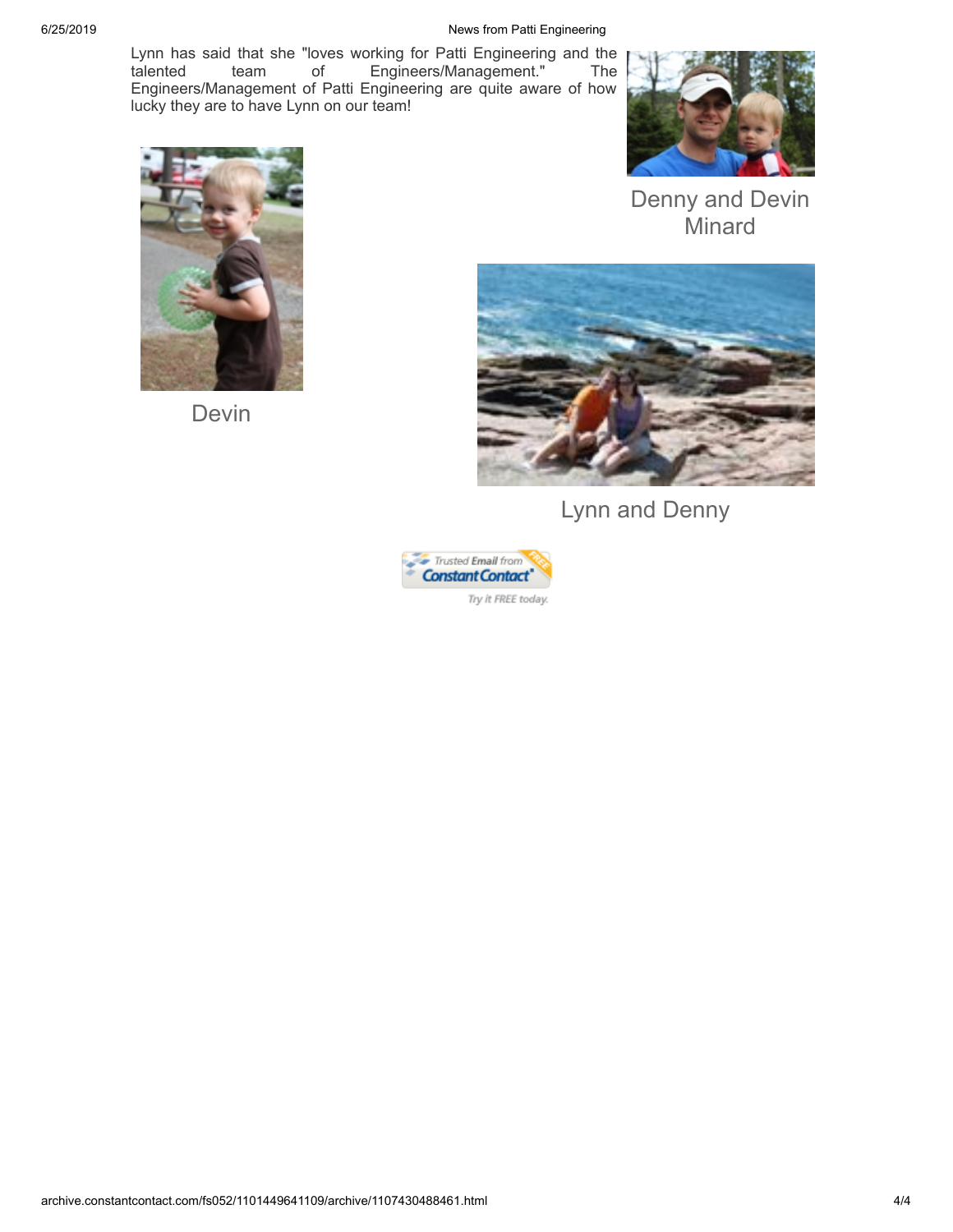Lynn has said that she "loves working for Patti Engineering and the talented team of Engineers/Management." The Engineers/Management of Patti Engineering are quite aware of how lucky they are to have Lynn on our team!

Denny and Devin Minard

Devin

Lynn and Denny

Trusted Email from Constant Contact

Try it FREE today.